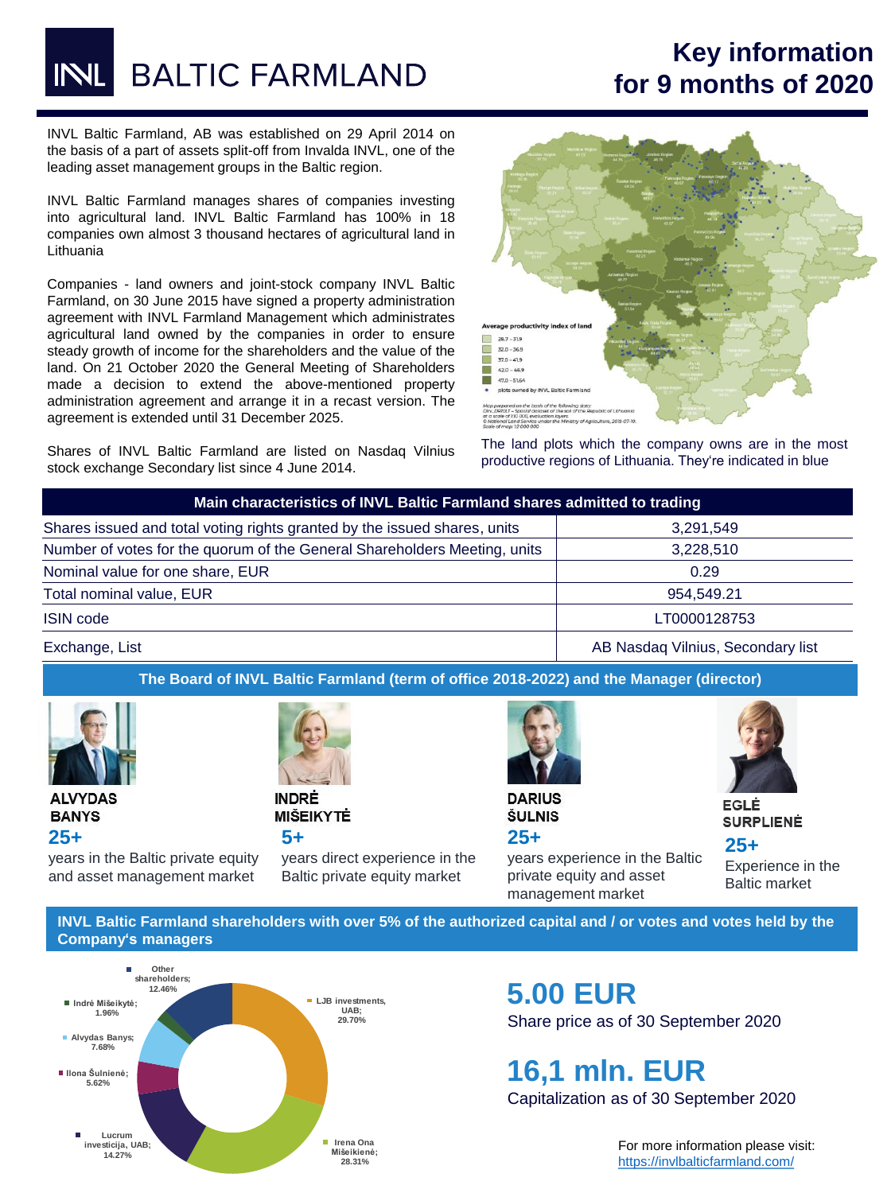# INVL BALTIC FARMLAND

## Key information for 9 months of 2020

INVL Baltic Farmland, AB was established on 29 April 2014 on the basis of a part of assets split-off from Invalda INVL, one of the leading asset management groups in the Baltic region.

INVL Baltic Farmland manages shares of companies investing into agricultural land. INVL Baltic Farmland has 100% in 18 companies own almost 3 thousand hectares of agricultural land in Lithuania

Companies - land owners and joint-stock company INVL Baltic Farmland, on 30 June 2015 have signed a property administration agreement with INVL Farmland Management which administrates agricultural land owned by the companies in order to ensure steady growth of income for the shareholders and the value of the land. On 21 October 2020 the General Meeting of Shareholders made a decision to extend the above-mentioned property administration agreement and arrange it in a recast version. The agreement is extended until 31 December 2025.

Shares of INVL Baltic Farmland are listed on Nasdaq Vilnius stock exchange Secondary list since 4 June 2014.

Average productivity index of land
- 28.7 – 31.9
- 32.0 – 36.9
- 37.0 – 41.9
- 42.0 – 46.9
- 47.0 – 51.64
- plots owned by INVL Baltic Farmland

The land plots which the company owns are in the most productive regions of Lithuania. They're indicated in blue

| Main characteristics of INVL Baltic Farmland shares admitted to trading | |
|---|---|
| Shares issued and total voting rights granted by the issued shares, units | 3,291,549 |
| Number of votes for the quorum of the General Shareholders Meeting, units | 3,228,510 |
| Nominal value for one share, EUR | 0.29 |
| Total nominal value, EUR | 954,549.21 |
| ISIN code | LT0000128753 |
| Exchange, List | AB Nasdaq Vilnius, Secondary list |

### The Board of INVL Baltic Farmland (term of office 2018-2022) and the Manager (director)

**ALVYDAS BANYS**
**25+**
years in the Baltic private equity and asset management market

**INDRĖ MIŠEIKYTĖ**
**5+**
years direct experience in the Baltic private equity market

**DARIUS ŠULNIS**
**25+**
years experience in the Baltic private equity and asset management market

**EGLĖ SURPLIENĖ**
**25+**
Experience in the Baltic market

### INVL Baltic Farmland shareholders with over 5% of the authorized capital and / or votes and votes held by the Company's managers

- LJB investments, UAB; 29.70%
- Irena Ona Mišeikienė; 28.31%
- Lucrum investicija, UAB; 14.27%
- Ilona Šulnienė; 5.62%
- Alvydas Banys; 7.68%
- Indrė Mišeikytė; 1.96%
- Other shareholders; 12.46%

**5.00 EUR**
Share price as of 30 September 2020

**16,1 mln. EUR**
Capitalization as of 30 September 2020

For more information please visit: https://invlbalticfarmland.com/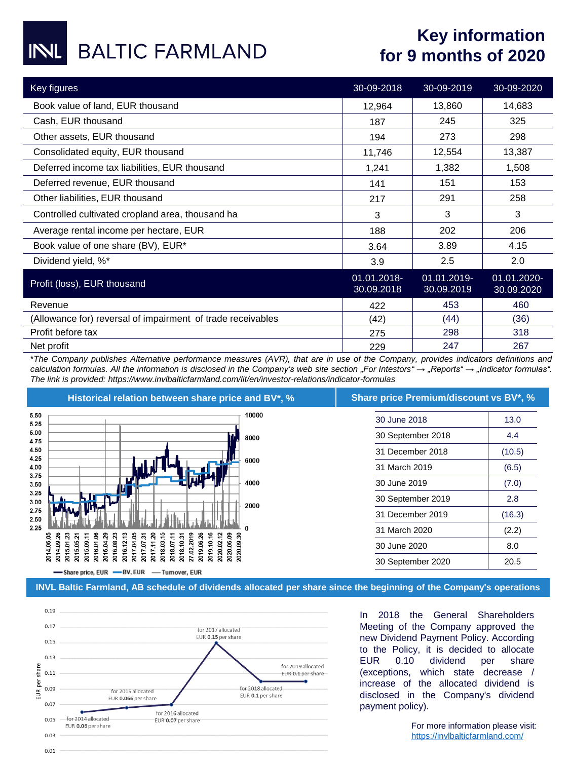# INVL BALTIC FARMLAND

# Key information for 9 months of 2020

| Key figures | 30-09-2018 | 30-09-2019 | 30-09-2020 |
|---|---|---|---|
| Book value of land, EUR thousand | 12,964 | 13,860 | 14,683 |
| Cash, EUR thousand | 187 | 245 | 325 |
| Other assets, EUR thousand | 194 | 273 | 298 |
| Consolidated equity, EUR thousand | 11,746 | 12,554 | 13,387 |
| Deferred income tax liabilities, EUR thousand | 1,241 | 1,382 | 1,508 |
| Deferred revenue, EUR thousand | 141 | 151 | 153 |
| Other liabilities, EUR thousand | 217 | 291 | 258 |
| Controlled cultivated cropland area, thousand ha | 3 | 3 | 3 |
| Average rental income per hectare, EUR | 188 | 202 | 206 |
| Book value of one share (BV), EUR* | 3.64 | 3.89 | 4.15 |
| Dividend yield, %* | 3.9 | 2.5 | 2.0 |
| **Profit (loss), EUR thousand** | **01.01.2018-30.09.2018** | **01.01.2019-30.09.2019** | **01.01.2020-30.09.2020** |
| Revenue | 422 | 453 | 460 |
| (Allowance for) reversal of impairment of trade receivables | (42) | (44) | (36) |
| Profit before tax | 275 | 298 | 318 |
| Net profit | 229 | 247 | 267 |

*\*The Company publishes Alternative performance measures (AVR), that are in use of the Company, provides indicators definitions and calculation formulas. All the information is disclosed in the Company's web site section „For Intestors" → „Reports" → „Indicator formulas". The link is provided: https://www.invlbalticfarmland.com/lit/en/investor-relations/indicator-formulas*

## Historical relation between share price and BV*, %

5.50
5.25
5.00
4.75
4.50
4.25
4.00
3.75
3.50
3.25
3.00
2.75
2.50
2.25

10000
8000
6000
4000
2000
0

2014.06.05, 2014.09.26, 2015.01.23, 2015.05.21, 2015.09.11, 2016.01.06, 2016.04.29, 2016.08.23, 2016.12.13, 2017.04.05, 2017.07.31, 2017.11.20, 2018.03.15, 2018.07.11, 2018.10.31, 27.02.2019, 2019.06.26, 2019.10.16, 2020.02.12, 2020.06.09, 2020.09.30

Share price, EUR — BV, EUR — Turnover, EUR

## Share price Premium/discount vs BV*, %

| | |
|---|---|
| 30 June 2018 | 13.0 |
| 30 September 2018 | 4.4 |
| 31 December 2018 | (10.5) |
| 31 March 2019 | (6.5) |
| 30 June 2019 | (7.0) |
| 30 September 2019 | 2.8 |
| 31 December 2019 | (16.3) |
| 31 March 2020 | (2.2) |
| 30 June 2020 | 8.0 |
| 30 September 2020 | 20.5 |

## INVL Baltic Farmland, AB schedule of dividends allocated per share since the beginning of the Company's operations

EUR per share

0.19
0.17
0.15
0.13
0.11
0.09
0.07
0.05
0.03
0.01

for 2014 allocated EUR **0.06** per share
for 2015 allocated EUR **0.066** per share
for 2016 allocated EUR **0.07** per share
for 2017 allocated EUR **0.15** per share
for 2018 allocated EUR **0.1** per share
for 2019 allocated EUR **0.1** per share

In 2018 the General Shareholders Meeting of the Company approved the new Dividend Payment Policy. According to the Policy, it is decided to allocate EUR 0.10 dividend per share (exceptions, which state decrease / increase of the allocated dividend is disclosed in the Company's dividend payment policy).

For more information please visit: https://invlbalticfarmland.com/